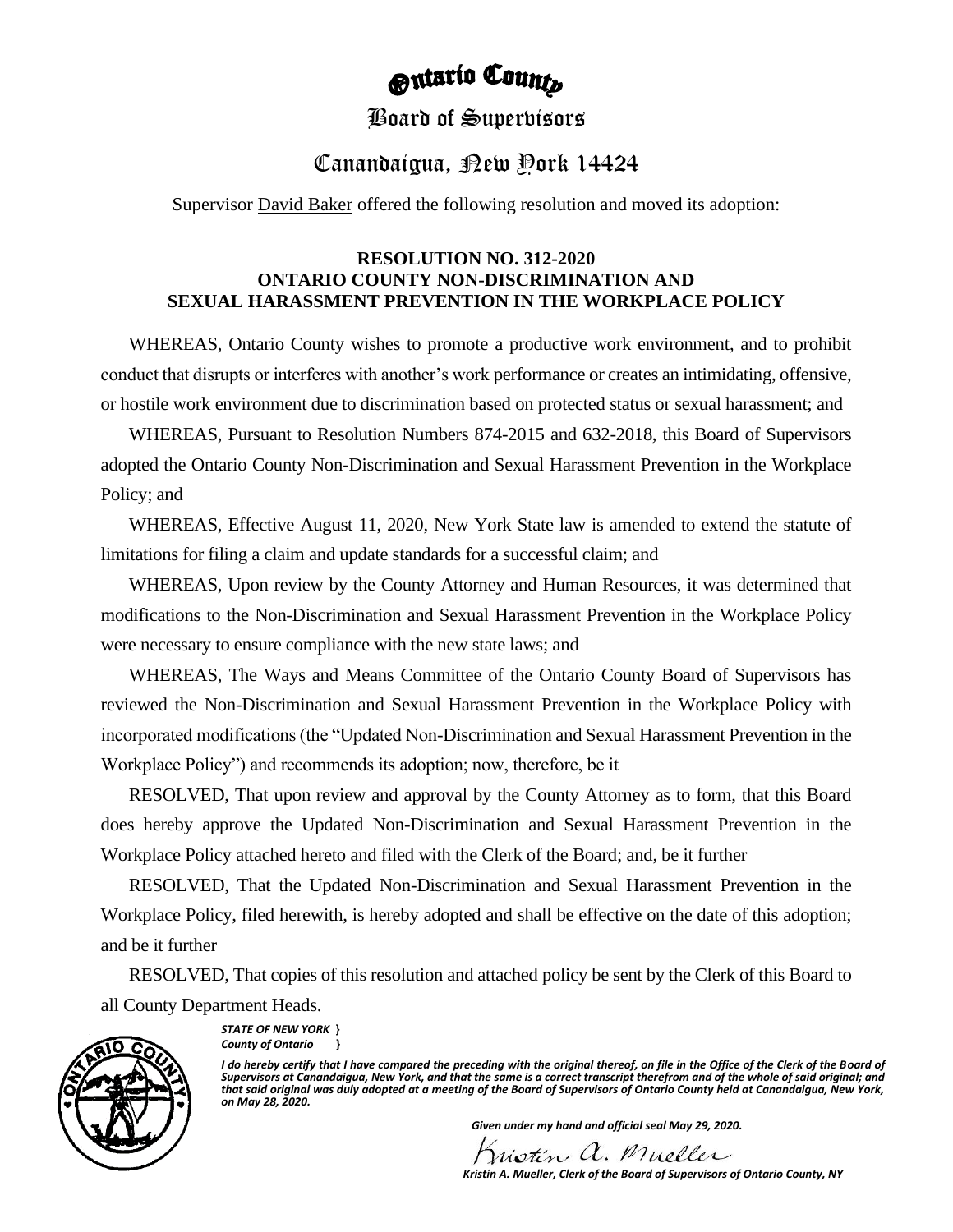# Ontario County

## Board of Supervisors

## Canandaigua, New York 14424

Supervisor David Baker offered the following resolution and moved its adoption:

**RESOLUTION NO. 312-2020**
**ONTARIO COUNTY NON-DISCRIMINATION AND SEXUAL HARASSMENT PREVENTION IN THE WORKPLACE POLICY**

WHEREAS, Ontario County wishes to promote a productive work environment, and to prohibit conduct that disrupts or interferes with another's work performance or creates an intimidating, offensive, or hostile work environment due to discrimination based on protected status or sexual harassment; and

WHEREAS, Pursuant to Resolution Numbers 874-2015 and 632-2018, this Board of Supervisors adopted the Ontario County Non-Discrimination and Sexual Harassment Prevention in the Workplace Policy; and

WHEREAS, Effective August 11, 2020, New York State law is amended to extend the statute of limitations for filing a claim and update standards for a successful claim; and

WHEREAS, Upon review by the County Attorney and Human Resources, it was determined that modifications to the Non-Discrimination and Sexual Harassment Prevention in the Workplace Policy were necessary to ensure compliance with the new state laws; and

WHEREAS, The Ways and Means Committee of the Ontario County Board of Supervisors has reviewed the Non-Discrimination and Sexual Harassment Prevention in the Workplace Policy with incorporated modifications (the "Updated Non-Discrimination and Sexual Harassment Prevention in the Workplace Policy") and recommends its adoption; now, therefore, be it

RESOLVED, That upon review and approval by the County Attorney as to form, that this Board does hereby approve the Updated Non-Discrimination and Sexual Harassment Prevention in the Workplace Policy attached hereto and filed with the Clerk of the Board; and, be it further

RESOLVED, That the Updated Non-Discrimination and Sexual Harassment Prevention in the Workplace Policy, filed herewith, is hereby adopted and shall be effective on the date of this adoption; and be it further

RESOLVED, That copies of this resolution and attached policy be sent by the Clerk of this Board to all County Department Heads.

***STATE OF NEW YORK }***
***County of Ontario }***

***I do hereby certify that I have compared the preceding with the original thereof, on file in the Office of the Clerk of the Board of Supervisors at Canandaigua, New York, and that the same is a correct transcript therefrom and of the whole of said original; and that said original was duly adopted at a meeting of the Board of Supervisors of Ontario County held at Canandaigua, New York, on May 28, 2020.***

***Given under my hand and official seal May 29, 2020.***

*Kristin A. Mueller*

***Kristin A. Mueller, Clerk of the Board of Supervisors of Ontario County, NY***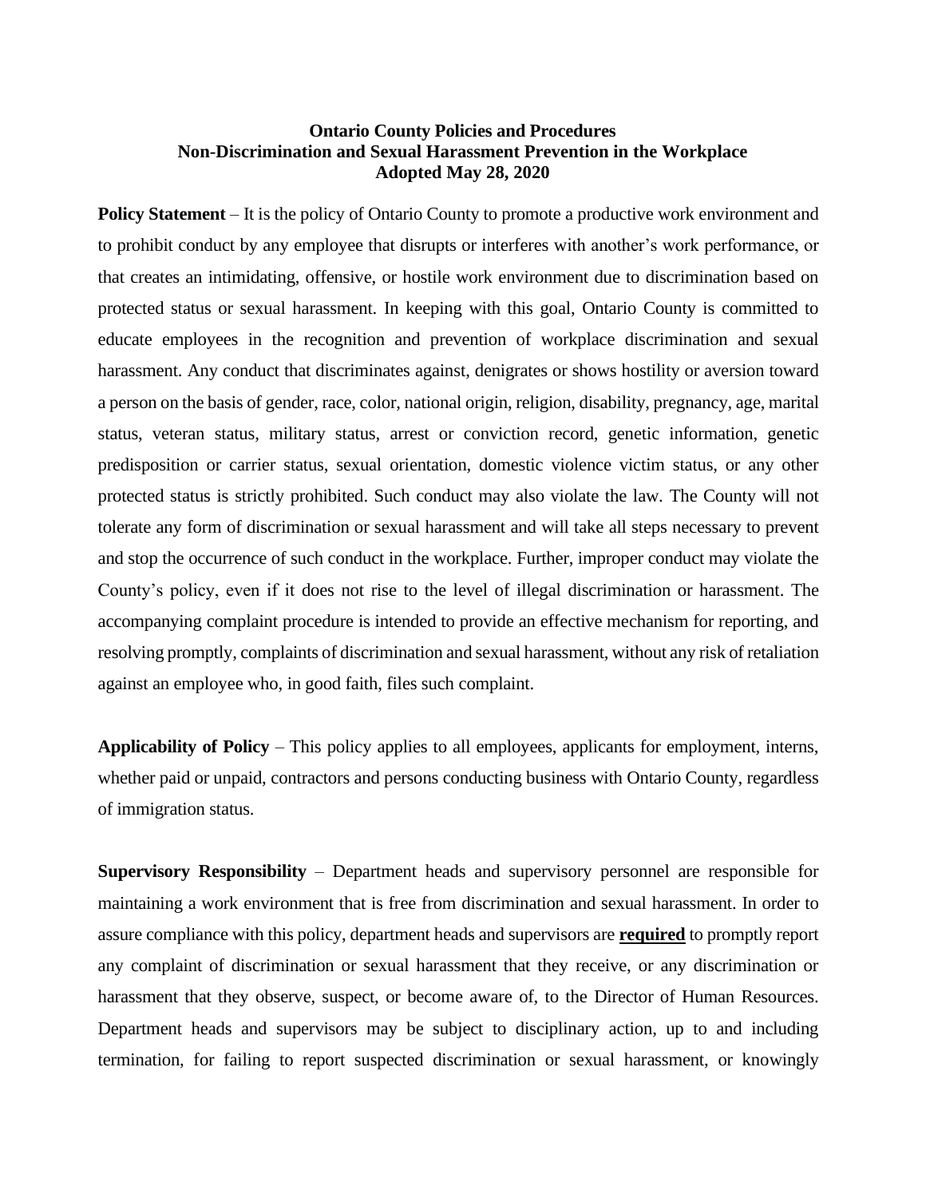**Ontario County Policies and Procedures**
**Non-Discrimination and Sexual Harassment Prevention in the Workplace**
**Adopted May 28, 2020**

**Policy Statement** – It is the policy of Ontario County to promote a productive work environment and to prohibit conduct by any employee that disrupts or interferes with another's work performance, or that creates an intimidating, offensive, or hostile work environment due to discrimination based on protected status or sexual harassment. In keeping with this goal, Ontario County is committed to educate employees in the recognition and prevention of workplace discrimination and sexual harassment. Any conduct that discriminates against, denigrates or shows hostility or aversion toward a person on the basis of gender, race, color, national origin, religion, disability, pregnancy, age, marital status, veteran status, military status, arrest or conviction record, genetic information, genetic predisposition or carrier status, sexual orientation, domestic violence victim status, or any other protected status is strictly prohibited. Such conduct may also violate the law. The County will not tolerate any form of discrimination or sexual harassment and will take all steps necessary to prevent and stop the occurrence of such conduct in the workplace. Further, improper conduct may violate the County's policy, even if it does not rise to the level of illegal discrimination or harassment. The accompanying complaint procedure is intended to provide an effective mechanism for reporting, and resolving promptly, complaints of discrimination and sexual harassment, without any risk of retaliation against an employee who, in good faith, files such complaint.

**Applicability of Policy** – This policy applies to all employees, applicants for employment, interns, whether paid or unpaid, contractors and persons conducting business with Ontario County, regardless of immigration status.

**Supervisory Responsibility** – Department heads and supervisory personnel are responsible for maintaining a work environment that is free from discrimination and sexual harassment. In order to assure compliance with this policy, department heads and supervisors are **required** to promptly report any complaint of discrimination or sexual harassment that they receive, or any discrimination or harassment that they observe, suspect, or become aware of, to the Director of Human Resources. Department heads and supervisors may be subject to disciplinary action, up to and including termination, for failing to report suspected discrimination or sexual harassment, or knowingly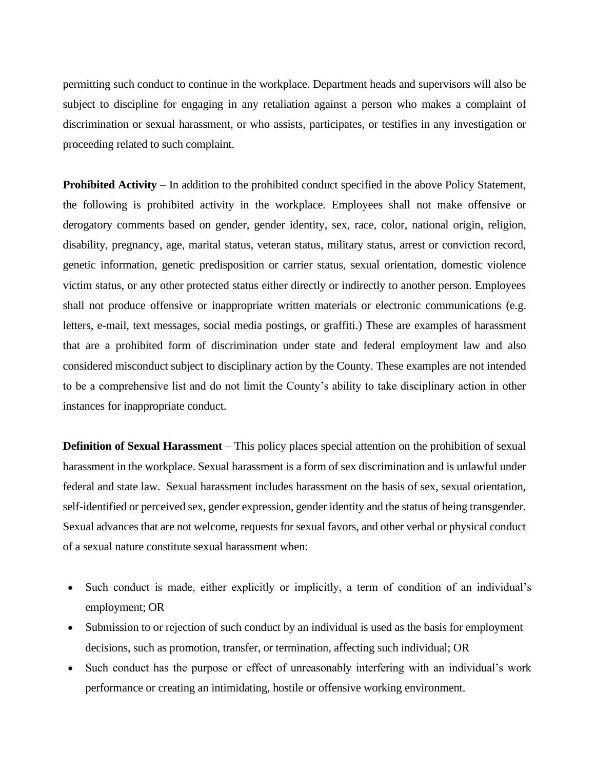permitting such conduct to continue in the workplace. Department heads and supervisors will also be subject to discipline for engaging in any retaliation against a person who makes a complaint of discrimination or sexual harassment, or who assists, participates, or testifies in any investigation or proceeding related to such complaint.

**Prohibited Activity** – In addition to the prohibited conduct specified in the above Policy Statement, the following is prohibited activity in the workplace. Employees shall not make offensive or derogatory comments based on gender, gender identity, sex, race, color, national origin, religion, disability, pregnancy, age, marital status, veteran status, military status, arrest or conviction record, genetic information, genetic predisposition or carrier status, sexual orientation, domestic violence victim status, or any other protected status either directly or indirectly to another person. Employees shall not produce offensive or inappropriate written materials or electronic communications (e.g. letters, e-mail, text messages, social media postings, or graffiti.) These are examples of harassment that are a prohibited form of discrimination under state and federal employment law and also considered misconduct subject to disciplinary action by the County. These examples are not intended to be a comprehensive list and do not limit the County's ability to take disciplinary action in other instances for inappropriate conduct.

**Definition of Sexual Harassment** – This policy places special attention on the prohibition of sexual harassment in the workplace. Sexual harassment is a form of sex discrimination and is unlawful under federal and state law. Sexual harassment includes harassment on the basis of sex, sexual orientation, self-identified or perceived sex, gender expression, gender identity and the status of being transgender. Sexual advances that are not welcome, requests for sexual favors, and other verbal or physical conduct of a sexual nature constitute sexual harassment when:

- Such conduct is made, either explicitly or implicitly, a term of condition of an individual's employment; OR
- Submission to or rejection of such conduct by an individual is used as the basis for employment decisions, such as promotion, transfer, or termination, affecting such individual; OR
- Such conduct has the purpose or effect of unreasonably interfering with an individual's work performance or creating an intimidating, hostile or offensive working environment.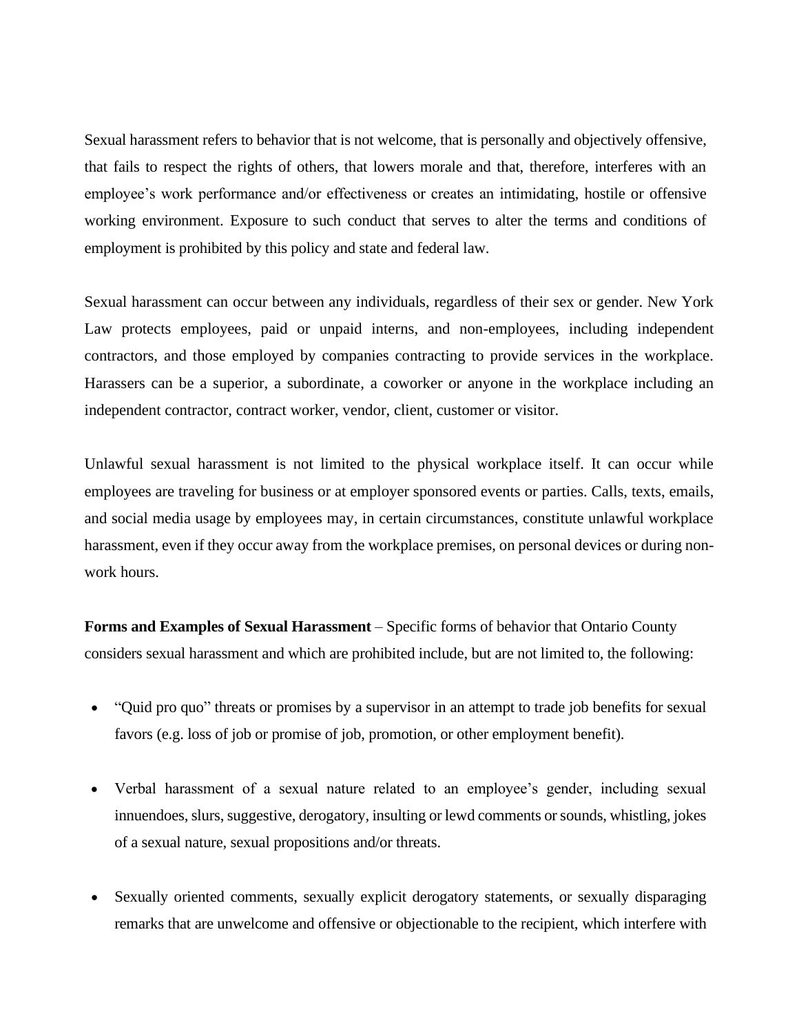Sexual harassment refers to behavior that is not welcome, that is personally and objectively offensive, that fails to respect the rights of others, that lowers morale and that, therefore, interferes with an employee's work performance and/or effectiveness or creates an intimidating, hostile or offensive working environment. Exposure to such conduct that serves to alter the terms and conditions of employment is prohibited by this policy and state and federal law.

Sexual harassment can occur between any individuals, regardless of their sex or gender. New York Law protects employees, paid or unpaid interns, and non-employees, including independent contractors, and those employed by companies contracting to provide services in the workplace. Harassers can be a superior, a subordinate, a coworker or anyone in the workplace including an independent contractor, contract worker, vendor, client, customer or visitor.

Unlawful sexual harassment is not limited to the physical workplace itself. It can occur while employees are traveling for business or at employer sponsored events or parties. Calls, texts, emails, and social media usage by employees may, in certain circumstances, constitute unlawful workplace harassment, even if they occur away from the workplace premises, on personal devices or during non-work hours.

**Forms and Examples of Sexual Harassment** – Specific forms of behavior that Ontario County considers sexual harassment and which are prohibited include, but are not limited to, the following:

- "Quid pro quo" threats or promises by a supervisor in an attempt to trade job benefits for sexual favors (e.g. loss of job or promise of job, promotion, or other employment benefit).
- Verbal harassment of a sexual nature related to an employee's gender, including sexual innuendoes, slurs, suggestive, derogatory, insulting or lewd comments or sounds, whistling, jokes of a sexual nature, sexual propositions and/or threats.
- Sexually oriented comments, sexually explicit derogatory statements, or sexually disparaging remarks that are unwelcome and offensive or objectionable to the recipient, which interfere with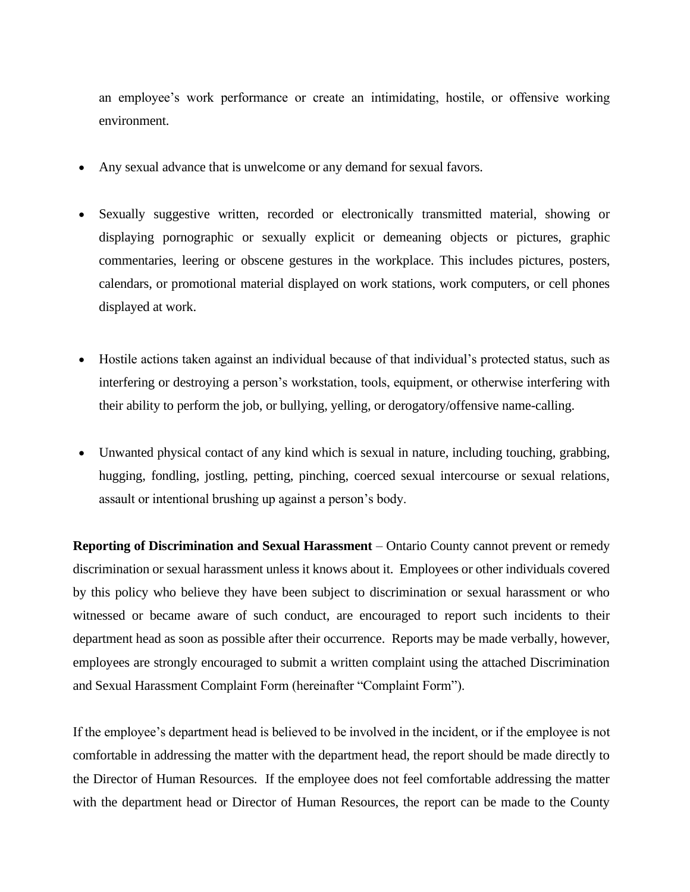an employee's work performance or create an intimidating, hostile, or offensive working environment.

- Any sexual advance that is unwelcome or any demand for sexual favors.

- Sexually suggestive written, recorded or electronically transmitted material, showing or displaying pornographic or sexually explicit or demeaning objects or pictures, graphic commentaries, leering or obscene gestures in the workplace. This includes pictures, posters, calendars, or promotional material displayed on work stations, work computers, or cell phones displayed at work.

- Hostile actions taken against an individual because of that individual's protected status, such as interfering or destroying a person's workstation, tools, equipment, or otherwise interfering with their ability to perform the job, or bullying, yelling, or derogatory/offensive name-calling.

- Unwanted physical contact of any kind which is sexual in nature, including touching, grabbing, hugging, fondling, jostling, petting, pinching, coerced sexual intercourse or sexual relations, assault or intentional brushing up against a person's body.

**Reporting of Discrimination and Sexual Harassment** – Ontario County cannot prevent or remedy discrimination or sexual harassment unless it knows about it. Employees or other individuals covered by this policy who believe they have been subject to discrimination or sexual harassment or who witnessed or became aware of such conduct, are encouraged to report such incidents to their department head as soon as possible after their occurrence. Reports may be made verbally, however, employees are strongly encouraged to submit a written complaint using the attached Discrimination and Sexual Harassment Complaint Form (hereinafter "Complaint Form").

If the employee's department head is believed to be involved in the incident, or if the employee is not comfortable in addressing the matter with the department head, the report should be made directly to the Director of Human Resources. If the employee does not feel comfortable addressing the matter with the department head or Director of Human Resources, the report can be made to the County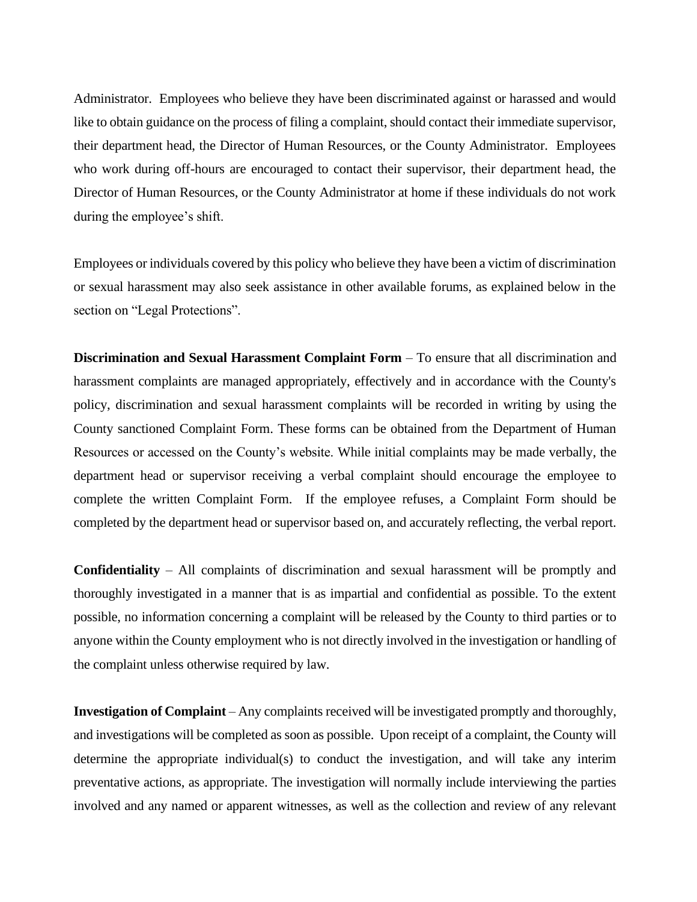Administrator. Employees who believe they have been discriminated against or harassed and would like to obtain guidance on the process of filing a complaint, should contact their immediate supervisor, their department head, the Director of Human Resources, or the County Administrator. Employees who work during off-hours are encouraged to contact their supervisor, their department head, the Director of Human Resources, or the County Administrator at home if these individuals do not work during the employee's shift.

Employees or individuals covered by this policy who believe they have been a victim of discrimination or sexual harassment may also seek assistance in other available forums, as explained below in the section on "Legal Protections".

**Discrimination and Sexual Harassment Complaint Form** – To ensure that all discrimination and harassment complaints are managed appropriately, effectively and in accordance with the County's policy, discrimination and sexual harassment complaints will be recorded in writing by using the County sanctioned Complaint Form. These forms can be obtained from the Department of Human Resources or accessed on the County's website. While initial complaints may be made verbally, the department head or supervisor receiving a verbal complaint should encourage the employee to complete the written Complaint Form. If the employee refuses, a Complaint Form should be completed by the department head or supervisor based on, and accurately reflecting, the verbal report.

**Confidentiality** – All complaints of discrimination and sexual harassment will be promptly and thoroughly investigated in a manner that is as impartial and confidential as possible. To the extent possible, no information concerning a complaint will be released by the County to third parties or to anyone within the County employment who is not directly involved in the investigation or handling of the complaint unless otherwise required by law.

**Investigation of Complaint** – Any complaints received will be investigated promptly and thoroughly, and investigations will be completed as soon as possible. Upon receipt of a complaint, the County will determine the appropriate individual(s) to conduct the investigation, and will take any interim preventative actions, as appropriate. The investigation will normally include interviewing the parties involved and any named or apparent witnesses, as well as the collection and review of any relevant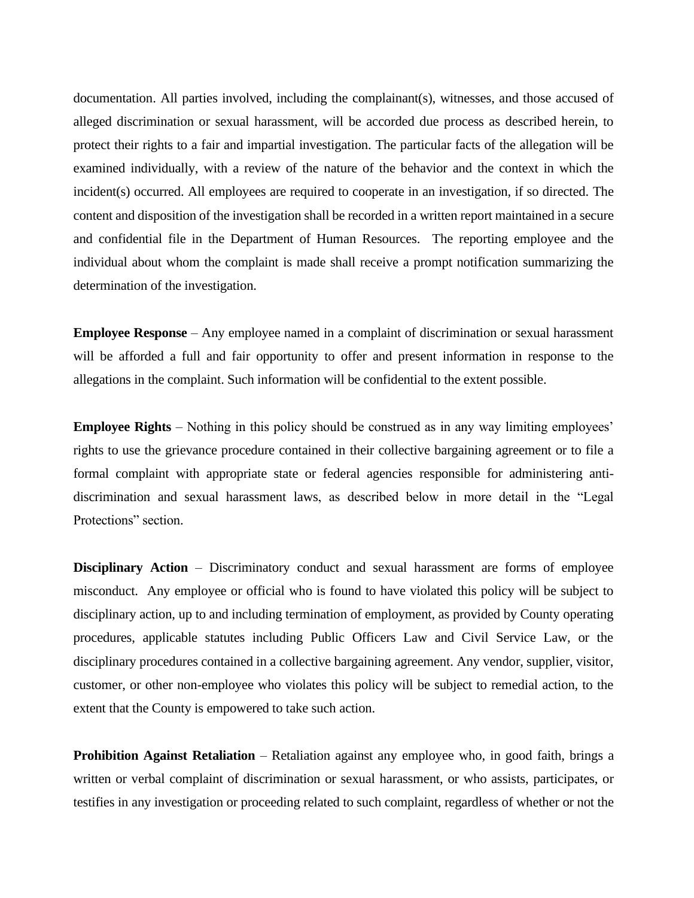documentation. All parties involved, including the complainant(s), witnesses, and those accused of alleged discrimination or sexual harassment, will be accorded due process as described herein, to protect their rights to a fair and impartial investigation. The particular facts of the allegation will be examined individually, with a review of the nature of the behavior and the context in which the incident(s) occurred. All employees are required to cooperate in an investigation, if so directed. The content and disposition of the investigation shall be recorded in a written report maintained in a secure and confidential file in the Department of Human Resources. The reporting employee and the individual about whom the complaint is made shall receive a prompt notification summarizing the determination of the investigation.

**Employee Response** – Any employee named in a complaint of discrimination or sexual harassment will be afforded a full and fair opportunity to offer and present information in response to the allegations in the complaint. Such information will be confidential to the extent possible.

**Employee Rights** – Nothing in this policy should be construed as in any way limiting employees' rights to use the grievance procedure contained in their collective bargaining agreement or to file a formal complaint with appropriate state or federal agencies responsible for administering anti-discrimination and sexual harassment laws, as described below in more detail in the "Legal Protections" section.

**Disciplinary Action** – Discriminatory conduct and sexual harassment are forms of employee misconduct. Any employee or official who is found to have violated this policy will be subject to disciplinary action, up to and including termination of employment, as provided by County operating procedures, applicable statutes including Public Officers Law and Civil Service Law, or the disciplinary procedures contained in a collective bargaining agreement. Any vendor, supplier, visitor, customer, or other non-employee who violates this policy will be subject to remedial action, to the extent that the County is empowered to take such action.

**Prohibition Against Retaliation** – Retaliation against any employee who, in good faith, brings a written or verbal complaint of discrimination or sexual harassment, or who assists, participates, or testifies in any investigation or proceeding related to such complaint, regardless of whether or not the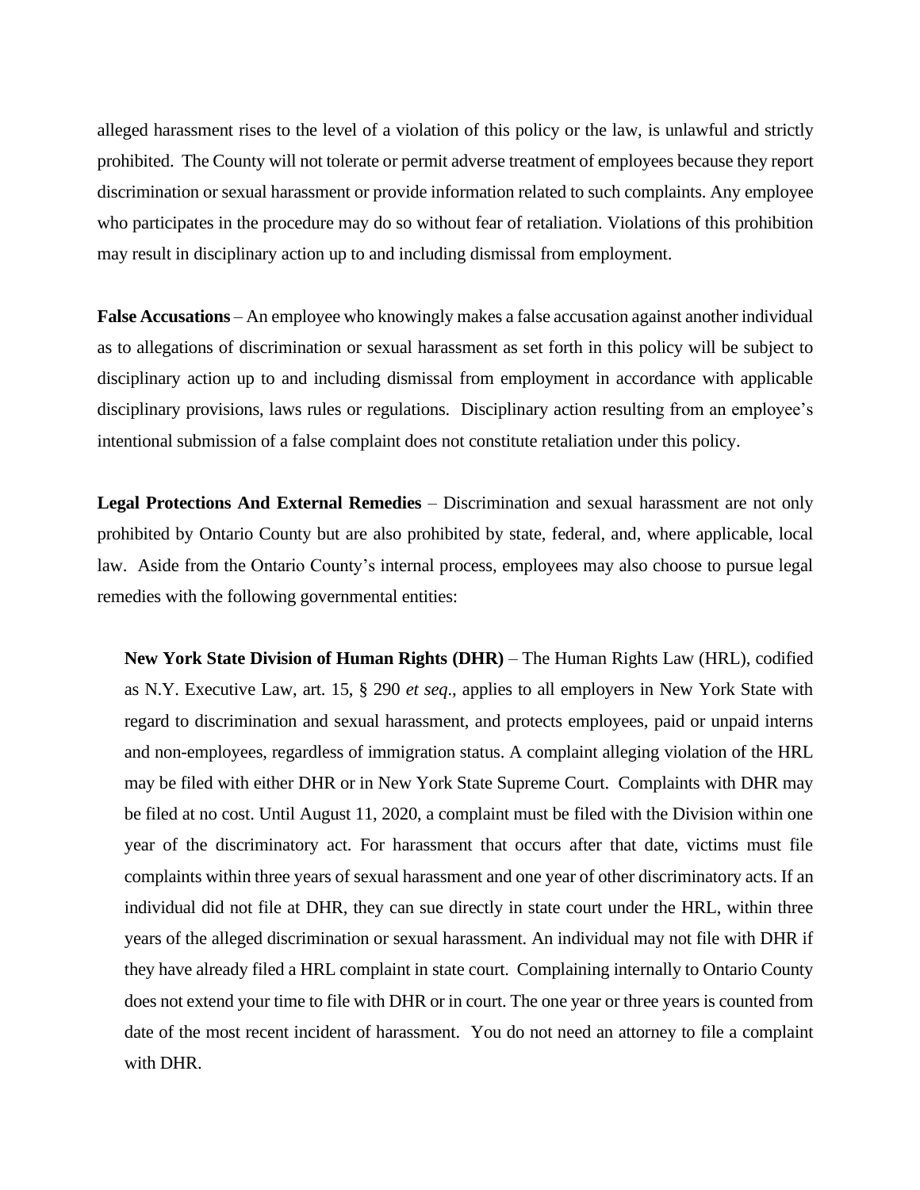alleged harassment rises to the level of a violation of this policy or the law, is unlawful and strictly prohibited. The County will not tolerate or permit adverse treatment of employees because they report discrimination or sexual harassment or provide information related to such complaints. Any employee who participates in the procedure may do so without fear of retaliation. Violations of this prohibition may result in disciplinary action up to and including dismissal from employment.

**False Accusations** – An employee who knowingly makes a false accusation against another individual as to allegations of discrimination or sexual harassment as set forth in this policy will be subject to disciplinary action up to and including dismissal from employment in accordance with applicable disciplinary provisions, laws rules or regulations. Disciplinary action resulting from an employee's intentional submission of a false complaint does not constitute retaliation under this policy.

**Legal Protections And External Remedies** – Discrimination and sexual harassment are not only prohibited by Ontario County but are also prohibited by state, federal, and, where applicable, local law. Aside from the Ontario County's internal process, employees may also choose to pursue legal remedies with the following governmental entities:

> **New York State Division of Human Rights (DHR)** – The Human Rights Law (HRL), codified as N.Y. Executive Law, art. 15, § 290 *et seq*., applies to all employers in New York State with regard to discrimination and sexual harassment, and protects employees, paid or unpaid interns and non-employees, regardless of immigration status. A complaint alleging violation of the HRL may be filed with either DHR or in New York State Supreme Court. Complaints with DHR may be filed at no cost. Until August 11, 2020, a complaint must be filed with the Division within one year of the discriminatory act. For harassment that occurs after that date, victims must file complaints within three years of sexual harassment and one year of other discriminatory acts. If an individual did not file at DHR, they can sue directly in state court under the HRL, within three years of the alleged discrimination or sexual harassment. An individual may not file with DHR if they have already filed a HRL complaint in state court. Complaining internally to Ontario County does not extend your time to file with DHR or in court. The one year or three years is counted from date of the most recent incident of harassment. You do not need an attorney to file a complaint with DHR.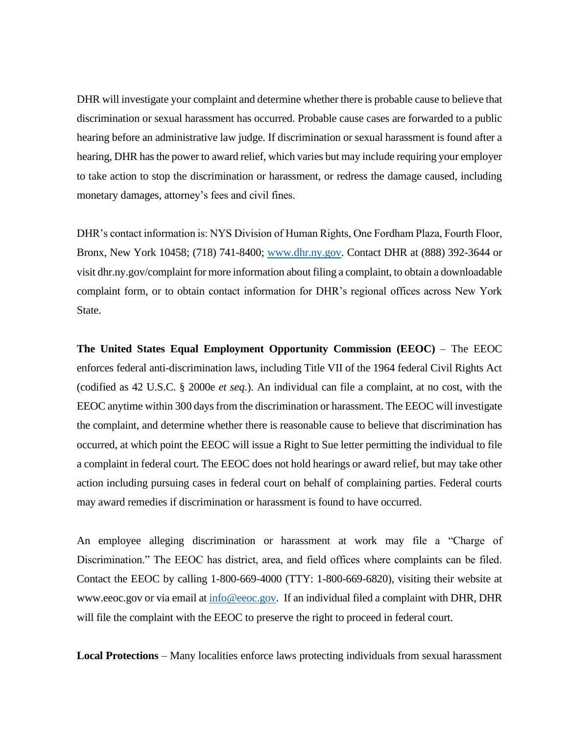DHR will investigate your complaint and determine whether there is probable cause to believe that discrimination or sexual harassment has occurred. Probable cause cases are forwarded to a public hearing before an administrative law judge. If discrimination or sexual harassment is found after a hearing, DHR has the power to award relief, which varies but may include requiring your employer to take action to stop the discrimination or harassment, or redress the damage caused, including monetary damages, attorney's fees and civil fines.

DHR's contact information is: NYS Division of Human Rights, One Fordham Plaza, Fourth Floor, Bronx, New York 10458; (718) 741-8400; [www.dhr.ny.gov](http://www.dhr.ny.gov). Contact DHR at (888) 392-3644 or visit dhr.ny.gov/complaint for more information about filing a complaint, to obtain a downloadable complaint form, or to obtain contact information for DHR's regional offices across New York State.

**The United States Equal Employment Opportunity Commission (EEOC)** – The EEOC enforces federal anti-discrimination laws, including Title VII of the 1964 federal Civil Rights Act (codified as 42 U.S.C. § 2000e *et seq.*). An individual can file a complaint, at no cost, with the EEOC anytime within 300 days from the discrimination or harassment. The EEOC will investigate the complaint, and determine whether there is reasonable cause to believe that discrimination has occurred, at which point the EEOC will issue a Right to Sue letter permitting the individual to file a complaint in federal court. The EEOC does not hold hearings or award relief, but may take other action including pursuing cases in federal court on behalf of complaining parties. Federal courts may award remedies if discrimination or harassment is found to have occurred.

An employee alleging discrimination or harassment at work may file a "Charge of Discrimination." The EEOC has district, area, and field offices where complaints can be filed. Contact the EEOC by calling 1-800-669-4000 (TTY: 1-800-669-6820), visiting their website at www.eeoc.gov or via email at [info@eeoc.gov](mailto:info@eeoc.gov). If an individual filed a complaint with DHR, DHR will file the complaint with the EEOC to preserve the right to proceed in federal court.

**Local Protections** – Many localities enforce laws protecting individuals from sexual harassment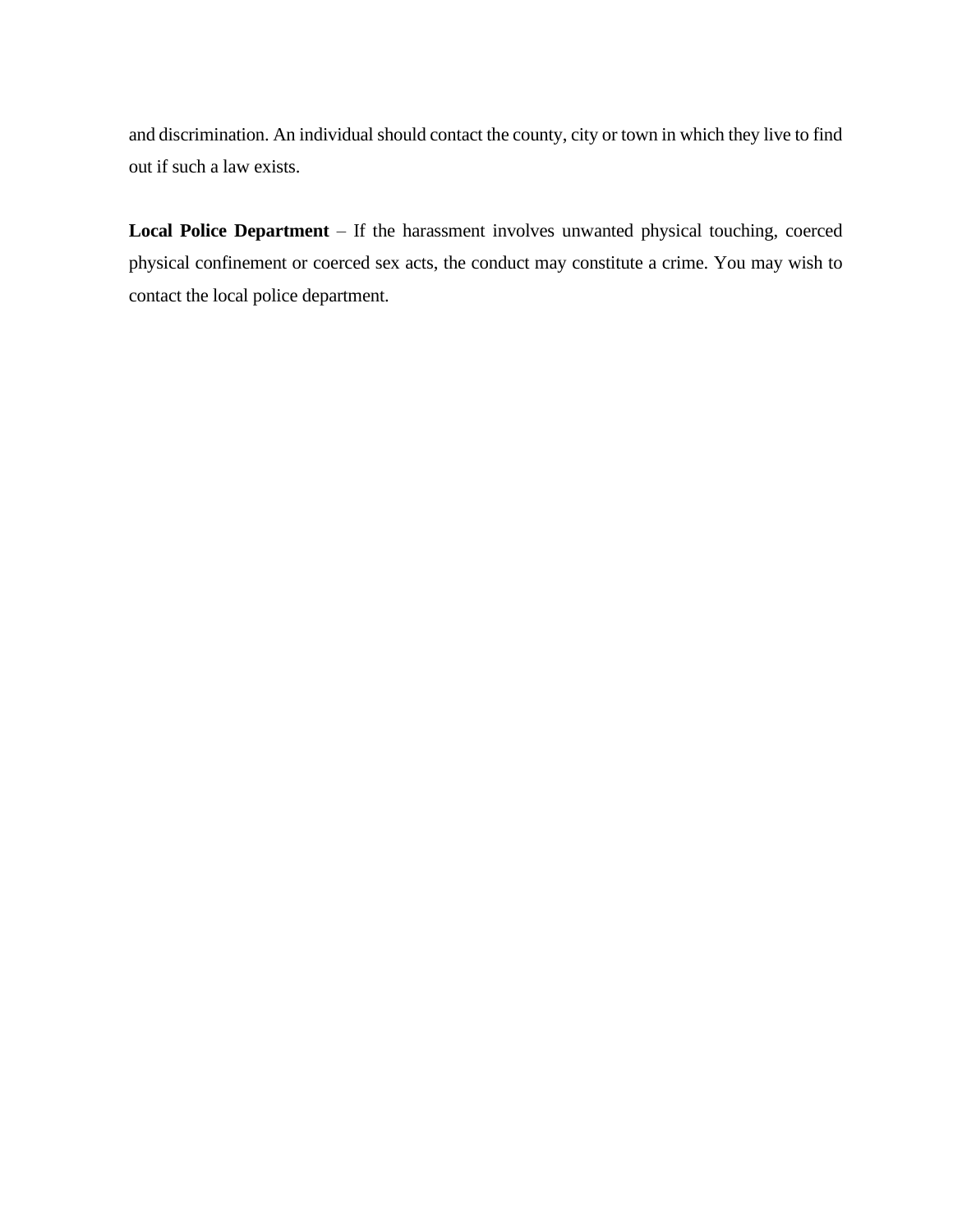and discrimination. An individual should contact the county, city or town in which they live to find out if such a law exists.

**Local Police Department** – If the harassment involves unwanted physical touching, coerced physical confinement or coerced sex acts, the conduct may constitute a crime. You may wish to contact the local police department.